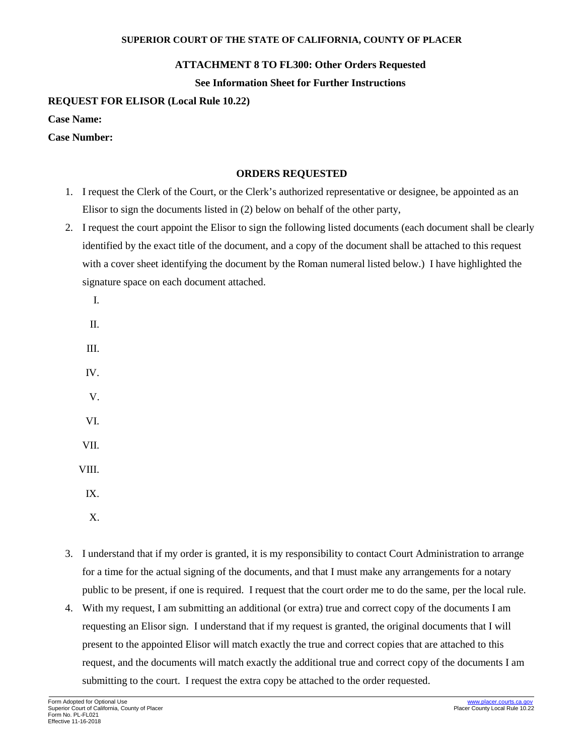**SUPERIOR COURT OF THE STATE OF CALIFORNIA, COUNTY OF PLACER**

**ATTACHMENT 8 TO FL300: Other Orders Requested**

**See Information Sheet for Further Instructions**

**REQUEST FOR ELISOR (Local Rule 10.22)**

**Case Name:**

**Case Number:**

## ORDERS REQUESTED

1. I request the Clerk of the Court, or the Clerk's authorized representative or designee, be appointed as an Elisor to sign the documents listed in (2) below on behalf of the other party,
2. I request the court appoint the Elisor to sign the following listed documents (each document shall be clearly identified by the exact title of the document, and a copy of the document shall be attached to this request with a cover sheet identifying the document by the Roman numeral listed below.) I have highlighted the signature space on each document attached.

   I.

   II.

   III.

   IV.

   V.

   VI.

   VII.

   VIII.

   IX.

   X.

3. I understand that if my order is granted, it is my responsibility to contact Court Administration to arrange for a time for the actual signing of the documents, and that I must make any arrangements for a notary public to be present, if one is required. I request that the court order me to do the same, per the local rule.
4. With my request, I am submitting an additional (or extra) true and correct copy of the documents I am requesting an Elisor sign. I understand that if my request is granted, the original documents that I will present to the appointed Elisor will match exactly the true and correct copies that are attached to this request, and the documents will match exactly the additional true and correct copy of the documents I am submitting to the court. I request the extra copy be attached to the order requested.

Form Adopted for Optional Use
Superior Court of California, County of Placer
Form No. PL-FL021
Effective 11-16-2018

www.placer.courts.ca.gov
Placer County Local Rule 10.22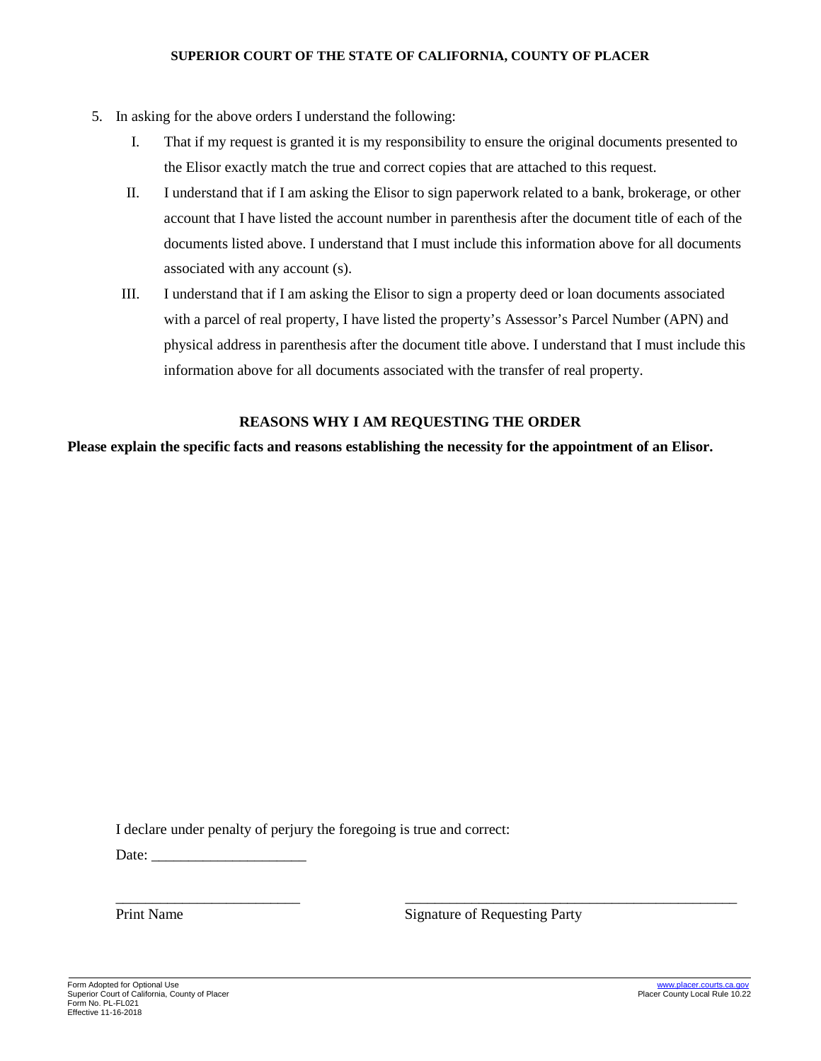5. In asking for the above orders I understand the following:

    I. That if my request is granted it is my responsibility to ensure the original documents presented to the Elisor exactly match the true and correct copies that are attached to this request.

    II. I understand that if I am asking the Elisor to sign paperwork related to a bank, brokerage, or other account that I have listed the account number in parenthesis after the document title of each of the documents listed above. I understand that I must include this information above for all documents associated with any account (s).

    III. I understand that if I am asking the Elisor to sign a property deed or loan documents associated with a parcel of real property, I have listed the property's Assessor's Parcel Number (APN) and physical address in parenthesis after the document title above. I understand that I must include this information above for all documents associated with the transfer of real property.

## REASONS WHY I AM REQUESTING THE ORDER

**Please explain the specific facts and reasons establishing the necessity for the appointment of an Elisor.**

I declare under penalty of perjury the foregoing is true and correct:

Date: _____________________

_________________________ Print Name

_______________________________________________ Signature of Requesting Party

Form Adopted for Optional Use
Superior Court of California, County of Placer
Form No. PL-FL021
Effective 11-16-2018

www.placer.courts.ca.gov
Placer County Local Rule 10.22